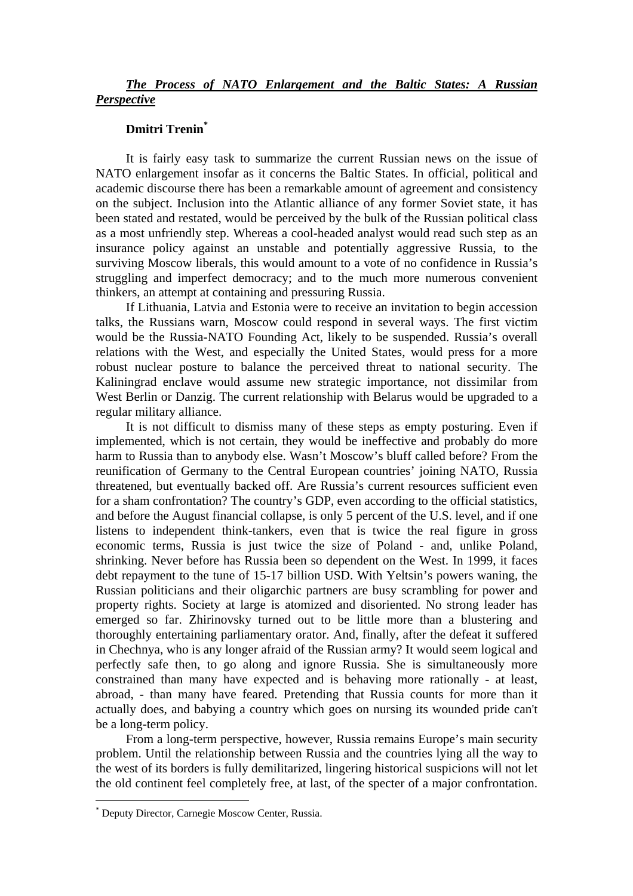***The Process of NATO Enlargement and the Baltic States: A Russian Perspective***

**Dmitri Trenin**[*]

It is fairly easy task to summarize the current Russian news on the issue of NATO enlargement insofar as it concerns the Baltic States. In official, political and academic discourse there has been a remarkable amount of agreement and consistency on the subject. Inclusion into the Atlantic alliance of any former Soviet state, it has been stated and restated, would be perceived by the bulk of the Russian political class as a most unfriendly step. Whereas a cool-headed analyst would read such step as an insurance policy against an unstable and potentially aggressive Russia, to the surviving Moscow liberals, this would amount to a vote of no confidence in Russia's struggling and imperfect democracy; and to the much more numerous convenient thinkers, an attempt at containing and pressuring Russia.

If Lithuania, Latvia and Estonia were to receive an invitation to begin accession talks, the Russians warn, Moscow could respond in several ways. The first victim would be the Russia-NATO Founding Act, likely to be suspended. Russia's overall relations with the West, and especially the United States, would press for a more robust nuclear posture to balance the perceived threat to national security. The Kaliningrad enclave would assume new strategic importance, not dissimilar from West Berlin or Danzig. The current relationship with Belarus would be upgraded to a regular military alliance.

It is not difficult to dismiss many of these steps as empty posturing. Even if implemented, which is not certain, they would be ineffective and probably do more harm to Russia than to anybody else. Wasn't Moscow's bluff called before? From the reunification of Germany to the Central European countries' joining NATO, Russia threatened, but eventually backed off. Are Russia's current resources sufficient even for a sham confrontation? The country's GDP, even according to the official statistics, and before the August financial collapse, is only 5 percent of the U.S. level, and if one listens to independent think-tankers, even that is twice the real figure in gross economic terms, Russia is just twice the size of Poland - and, unlike Poland, shrinking. Never before has Russia been so dependent on the West. In 1999, it faces debt repayment to the tune of 15-17 billion USD. With Yeltsin's powers waning, the Russian politicians and their oligarchic partners are busy scrambling for power and property rights. Society at large is atomized and disoriented. No strong leader has emerged so far. Zhirinovsky turned out to be little more than a blustering and thoroughly entertaining parliamentary orator. And, finally, after the defeat it suffered in Chechnya, who is any longer afraid of the Russian army? It would seem logical and perfectly safe then, to go along and ignore Russia. She is simultaneously more constrained than many have expected and is behaving more rationally - at least, abroad, - than many have feared. Pretending that Russia counts for more than it actually does, and babying a country which goes on nursing its wounded pride can't be a long-term policy.

From a long-term perspective, however, Russia remains Europe's main security problem. Until the relationship between Russia and the countries lying all the way to the west of its borders is fully demilitarized, lingering historical suspicions will not let the old continent feel completely free, at last, of the specter of a major confrontation.

---

[*] Deputy Director, Carnegie Moscow Center, Russia.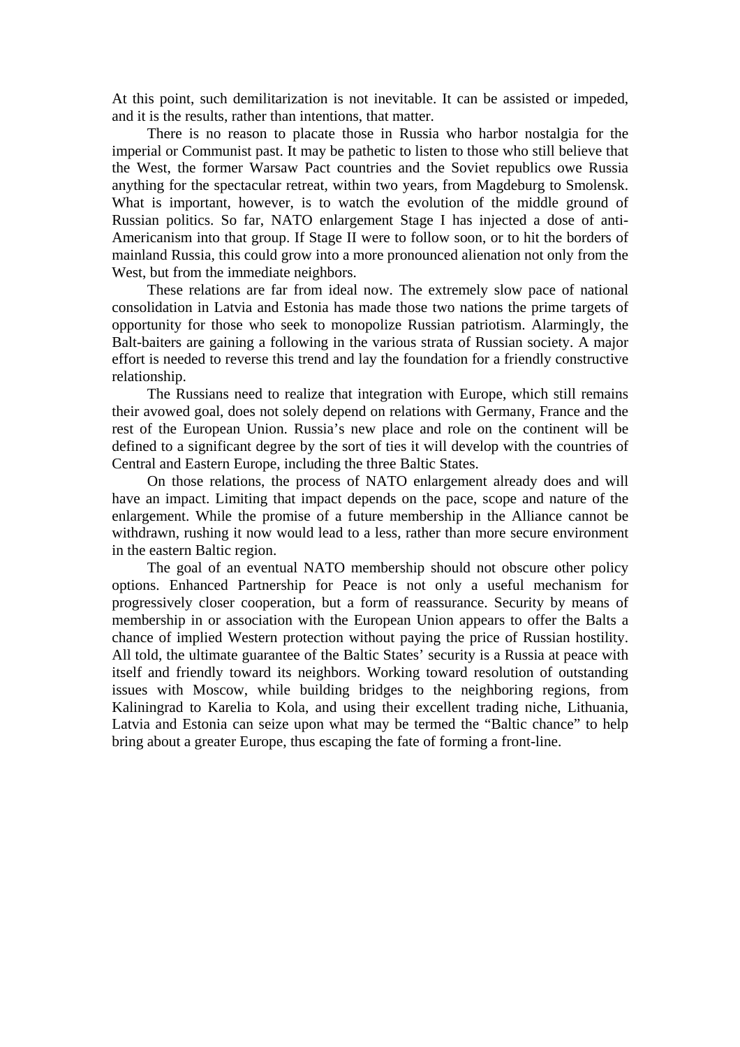At this point, such demilitarization is not inevitable. It can be assisted or impeded, and it is the results, rather than intentions, that matter.

There is no reason to placate those in Russia who harbor nostalgia for the imperial or Communist past. It may be pathetic to listen to those who still believe that the West, the former Warsaw Pact countries and the Soviet republics owe Russia anything for the spectacular retreat, within two years, from Magdeburg to Smolensk. What is important, however, is to watch the evolution of the middle ground of Russian politics. So far, NATO enlargement Stage I has injected a dose of anti-Americanism into that group. If Stage II were to follow soon, or to hit the borders of mainland Russia, this could grow into a more pronounced alienation not only from the West, but from the immediate neighbors.

These relations are far from ideal now. The extremely slow pace of national consolidation in Latvia and Estonia has made those two nations the prime targets of opportunity for those who seek to monopolize Russian patriotism. Alarmingly, the Balt-baiters are gaining a following in the various strata of Russian society. A major effort is needed to reverse this trend and lay the foundation for a friendly constructive relationship.

The Russians need to realize that integration with Europe, which still remains their avowed goal, does not solely depend on relations with Germany, France and the rest of the European Union. Russia's new place and role on the continent will be defined to a significant degree by the sort of ties it will develop with the countries of Central and Eastern Europe, including the three Baltic States.

On those relations, the process of NATO enlargement already does and will have an impact. Limiting that impact depends on the pace, scope and nature of the enlargement. While the promise of a future membership in the Alliance cannot be withdrawn, rushing it now would lead to a less, rather than more secure environment in the eastern Baltic region.

The goal of an eventual NATO membership should not obscure other policy options. Enhanced Partnership for Peace is not only a useful mechanism for progressively closer cooperation, but a form of reassurance. Security by means of membership in or association with the European Union appears to offer the Balts a chance of implied Western protection without paying the price of Russian hostility. All told, the ultimate guarantee of the Baltic States' security is a Russia at peace with itself and friendly toward its neighbors. Working toward resolution of outstanding issues with Moscow, while building bridges to the neighboring regions, from Kaliningrad to Karelia to Kola, and using their excellent trading niche, Lithuania, Latvia and Estonia can seize upon what may be termed the "Baltic chance" to help bring about a greater Europe, thus escaping the fate of forming a front-line.